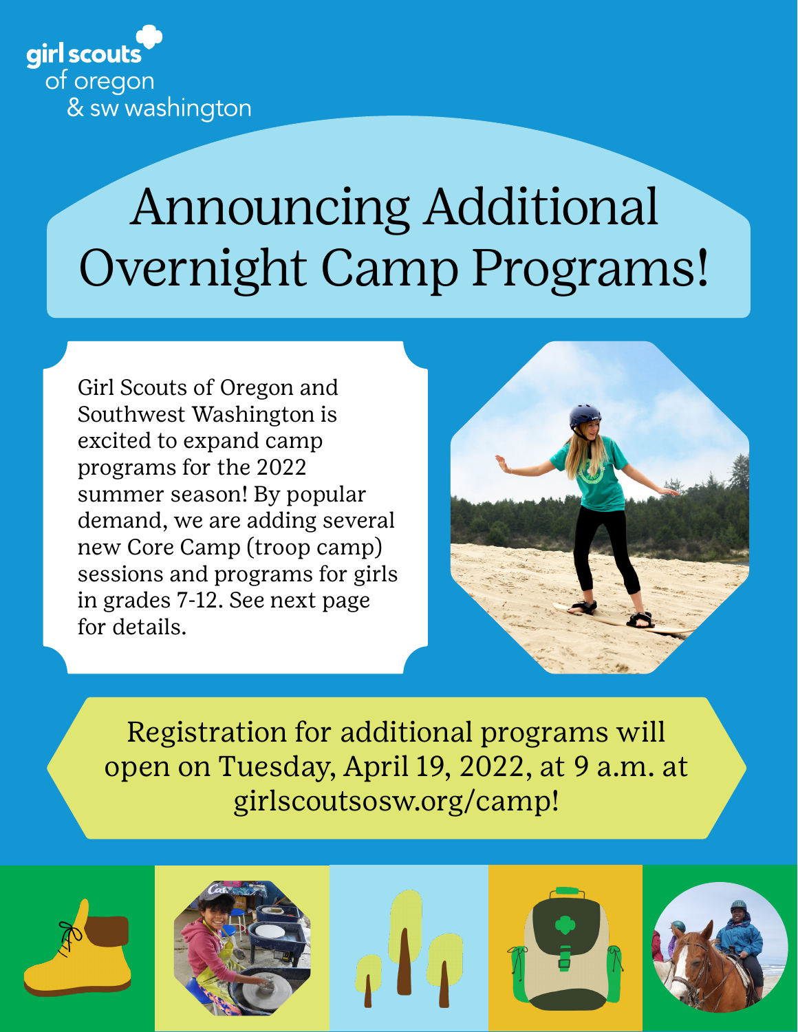girl scouts
of oregon
& sw washington

# Announcing Additional Overnight Camp Programs!

Girl Scouts of Oregon and Southwest Washington is excited to expand camp programs for the 2022 summer season! By popular demand, we are adding several new Core Camp (troop camp) sessions and programs for girls in grades 7-12. See next page for details.

Registration for additional programs will open on Tuesday, April 19, 2022, at 9 a.m. at girlscoutsosw.org/camp!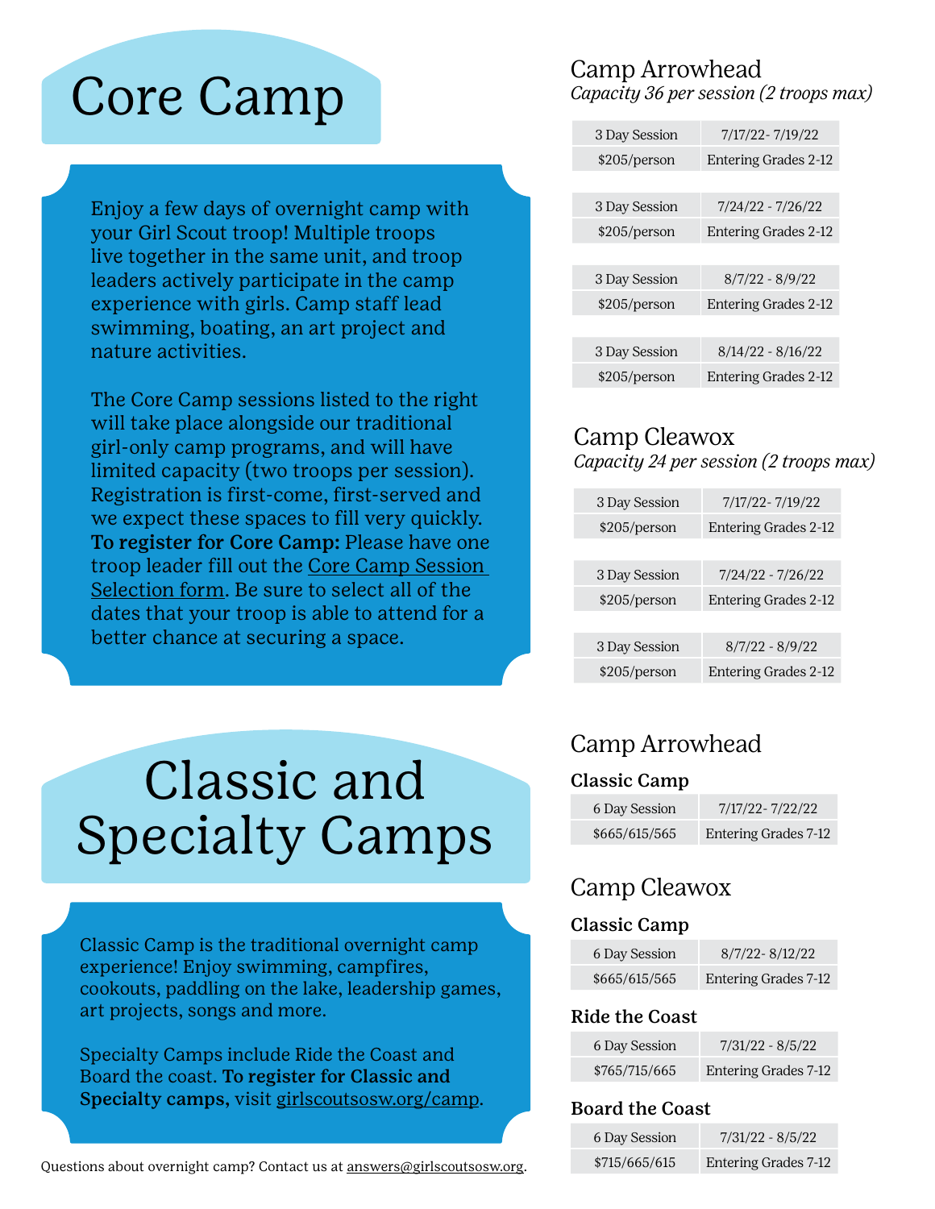# Core Camp

Enjoy a few days of overnight camp with your Girl Scout troop! Multiple troops live together in the same unit, and troop leaders actively participate in the camp experience with girls. Camp staff lead swimming, boating, an art project and nature activities.

The Core Camp sessions listed to the right will take place alongside our traditional girl-only camp programs, and will have limited capacity (two troops per session). Registration is first-come, first-served and we expect these spaces to fill very quickly. **To register for Core Camp:** Please have one troop leader fill out the Core Camp Session Selection form. Be sure to select all of the dates that your troop is able to attend for a better chance at securing a space.

## Camp Arrowhead

*Capacity 36 per session (2 troops max)*

| | |
|---|---|
| 3 Day Session | 7/17/22- 7/19/22 |
| $205/person | Entering Grades 2-12 |

| | |
|---|---|
| 3 Day Session | 7/24/22 - 7/26/22 |
| $205/person | Entering Grades 2-12 |

| | |
|---|---|
| 3 Day Session | 8/7/22 - 8/9/22 |
| $205/person | Entering Grades 2-12 |

| | |
|---|---|
| 3 Day Session | 8/14/22 - 8/16/22 |
| $205/person | Entering Grades 2-12 |

## Camp Cleawox

*Capacity 24 per session (2 troops max)*

| | |
|---|---|
| 3 Day Session | 7/17/22- 7/19/22 |
| $205/person | Entering Grades 2-12 |

| | |
|---|---|
| 3 Day Session | 7/24/22 - 7/26/22 |
| $205/person | Entering Grades 2-12 |

| | |
|---|---|
| 3 Day Session | 8/7/22 - 8/9/22 |
| $205/person | Entering Grades 2-12 |

# Classic and Specialty Camps

Classic Camp is the traditional overnight camp experience! Enjoy swimming, campfires, cookouts, paddling on the lake, leadership games, art projects, songs and more.

Specialty Camps include Ride the Coast and Board the coast. **To register for Classic and Specialty camps,** visit girlscoutsosw.org/camp.

## Camp Arrowhead

### Classic Camp

| | |
|---|---|
| 6 Day Session | 7/17/22- 7/22/22 |
| $665/615/565 | Entering Grades 7-12 |

## Camp Cleawox

### Classic Camp

| | |
|---|---|
| 6 Day Session | 8/7/22- 8/12/22 |
| $665/615/565 | Entering Grades 7-12 |

### Ride the Coast

| | |
|---|---|
| 6 Day Session | 7/31/22 - 8/5/22 |
| $765/715/665 | Entering Grades 7-12 |

### Board the Coast

| | |
|---|---|
| 6 Day Session | 7/31/22 - 8/5/22 |
| $715/665/615 | Entering Grades 7-12 |

Questions about overnight camp? Contact us at answers@girlscoutsosw.org.